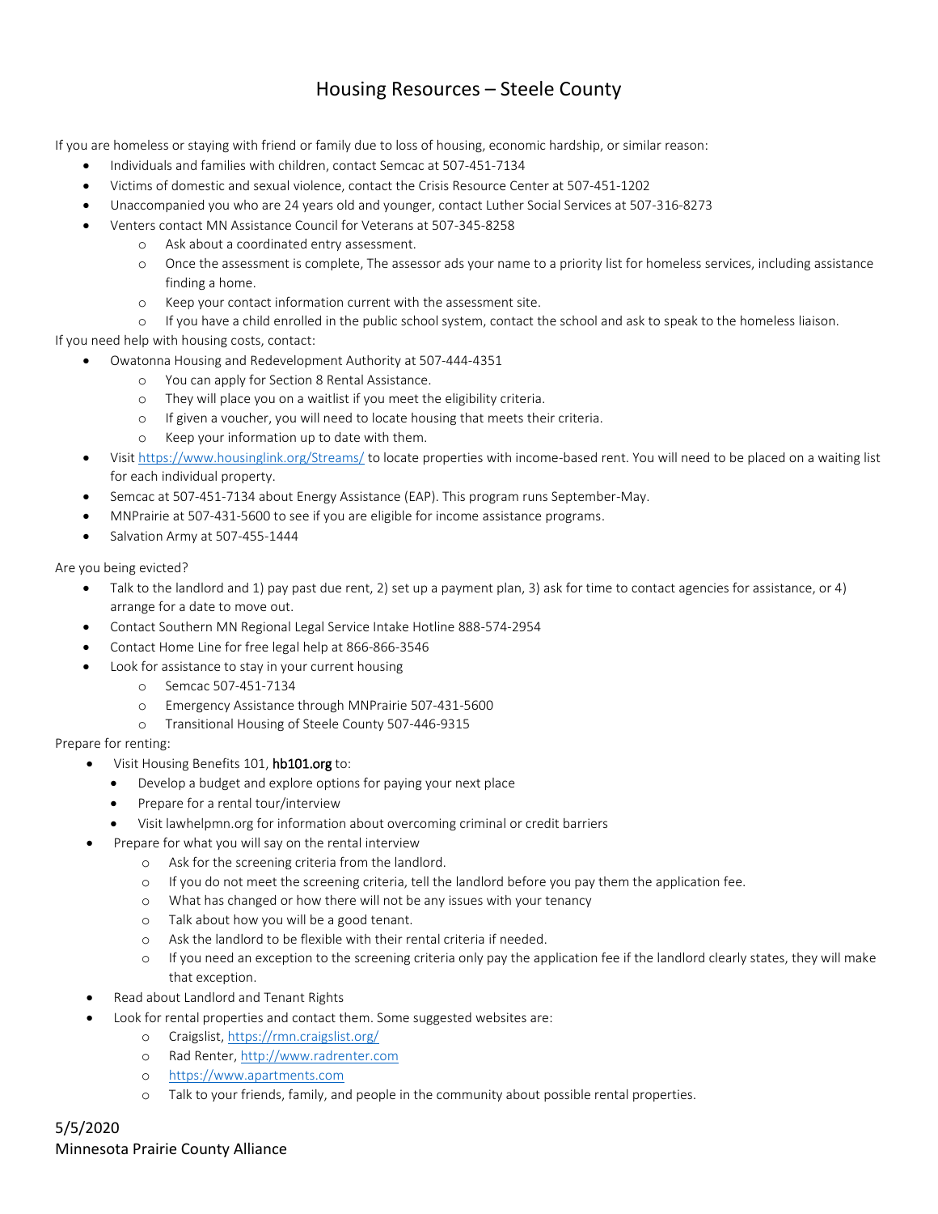# Housing Resources – Steele County

If you are homeless or staying with friend or family due to loss of housing, economic hardship, or similar reason:

- Individuals and families with children, contact Semcac at 507-451-7134
- Victims of domestic and sexual violence, contact the Crisis Resource Center at 507-451-1202
- Unaccompanied you who are 24 years old and younger, contact Luther Social Services at 507-316-8273
- Venters contact MN Assistance Council for Veterans at 507-345-8258
  - Ask about a coordinated entry assessment.
  - Once the assessment is complete, The assessor ads your name to a priority list for homeless services, including assistance finding a home.
  - Keep your contact information current with the assessment site.
  - If you have a child enrolled in the public school system, contact the school and ask to speak to the homeless liaison.

If you need help with housing costs, contact:

- Owatonna Housing and Redevelopment Authority at 507-444-4351
  - You can apply for Section 8 Rental Assistance.
  - They will place you on a waitlist if you meet the eligibility criteria.
  - If given a voucher, you will need to locate housing that meets their criteria.
  - Keep your information up to date with them.
- Visit https://www.housinglink.org/Streams/ to locate properties with income-based rent. You will need to be placed on a waiting list for each individual property.
- Semcac at 507-451-7134 about Energy Assistance (EAP). This program runs September-May.
- MNPrairie at 507-431-5600 to see if you are eligible for income assistance programs.
- Salvation Army at 507-455-1444

Are you being evicted?

- Talk to the landlord and 1) pay past due rent, 2) set up a payment plan, 3) ask for time to contact agencies for assistance, or 4) arrange for a date to move out.
- Contact Southern MN Regional Legal Service Intake Hotline 888-574-2954
- Contact Home Line for free legal help at 866-866-3546
- Look for assistance to stay in your current housing
  - Semcac 507-451-7134
  - Emergency Assistance through MNPrairie 507-431-5600
  - Transitional Housing of Steele County 507-446-9315

Prepare for renting:

- Visit Housing Benefits 101, **hb101.org** to:
  - Develop a budget and explore options for paying your next place
  - Prepare for a rental tour/interview
  - Visit lawhelpmn.org for information about overcoming criminal or credit barriers
- Prepare for what you will say on the rental interview
  - Ask for the screening criteria from the landlord.
  - If you do not meet the screening criteria, tell the landlord before you pay them the application fee.
  - What has changed or how there will not be any issues with your tenancy
  - Talk about how you will be a good tenant.
  - Ask the landlord to be flexible with their rental criteria if needed.
  - If you need an exception to the screening criteria only pay the application fee if the landlord clearly states, they will make that exception.
- Read about Landlord and Tenant Rights
- Look for rental properties and contact them. Some suggested websites are:
  - Craigslist, https://rmn.craigslist.org/
  - Rad Renter, http://www.radrenter.com
  - https://www.apartments.com
  - Talk to your friends, family, and people in the community about possible rental properties.

5/5/2020
Minnesota Prairie County Alliance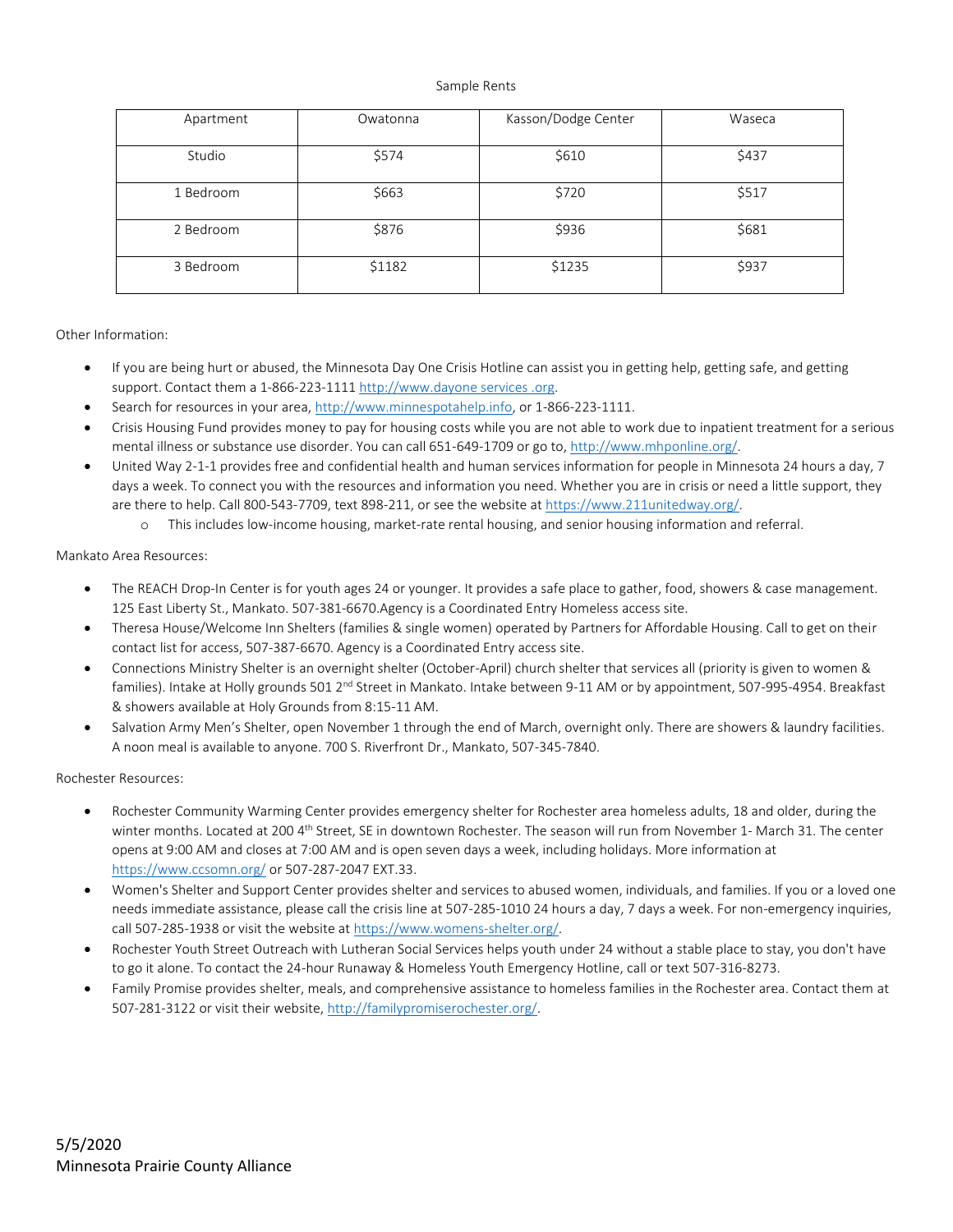Sample Rents

| Apartment | Owatonna | Kasson/Dodge Center | Waseca |
|---|---|---|---|
| Studio | $574 | $610 | $437 |
| 1 Bedroom | $663 | $720 | $517 |
| 2 Bedroom | $876 | $936 | $681 |
| 3 Bedroom | $1182 | $1235 | $937 |

Other Information:

- If you are being hurt or abused, the Minnesota Day One Crisis Hotline can assist you in getting help, getting safe, and getting support. Contact them a 1-866-223-1111 http://www.dayone services .org.
- Search for resources in your area, http://www.minnespotahelp.info, or 1-866-223-1111.
- Crisis Housing Fund provides money to pay for housing costs while you are not able to work due to inpatient treatment for a serious mental illness or substance use disorder. You can call 651-649-1709 or go to, http://www.mhponline.org/.
- United Way 2-1-1 provides free and confidential health and human services information for people in Minnesota 24 hours a day, 7 days a week. To connect you with the resources and information you need. Whether you are in crisis or need a little support, they are there to help. Call 800-543-7709, text 898-211, or see the website at https://www.211unitedway.org/.
  - This includes low-income housing, market-rate rental housing, and senior housing information and referral.

Mankato Area Resources:

- The REACH Drop-In Center is for youth ages 24 or younger. It provides a safe place to gather, food, showers & case management. 125 East Liberty St., Mankato. 507-381-6670.Agency is a Coordinated Entry Homeless access site.
- Theresa House/Welcome Inn Shelters (families & single women) operated by Partners for Affordable Housing. Call to get on their contact list for access, 507-387-6670. Agency is a Coordinated Entry access site.
- Connections Ministry Shelter is an overnight shelter (October-April) church shelter that services all (priority is given to women & families). Intake at Holly grounds 501 2nd Street in Mankato. Intake between 9-11 AM or by appointment, 507-995-4954. Breakfast & showers available at Holy Grounds from 8:15-11 AM.
- Salvation Army Men's Shelter, open November 1 through the end of March, overnight only. There are showers & laundry facilities. A noon meal is available to anyone. 700 S. Riverfront Dr., Mankato, 507-345-7840.

Rochester Resources:

- Rochester Community Warming Center provides emergency shelter for Rochester area homeless adults, 18 and older, during the winter months. Located at 200 4th Street, SE in downtown Rochester. The season will run from November 1- March 31. The center opens at 9:00 AM and closes at 7:00 AM and is open seven days a week, including holidays. More information at https://www.ccsomn.org/ or 507-287-2047 EXT.33.
- Women's Shelter and Support Center provides shelter and services to abused women, individuals, and families. If you or a loved one needs immediate assistance, please call the crisis line at 507-285-1010 24 hours a day, 7 days a week. For non-emergency inquiries, call 507-285-1938 or visit the website at https://www.womens-shelter.org/.
- Rochester Youth Street Outreach with Lutheran Social Services helps youth under 24 without a stable place to stay, you don't have to go it alone. To contact the 24-hour Runaway & Homeless Youth Emergency Hotline, call or text 507-316-8273.
- Family Promise provides shelter, meals, and comprehensive assistance to homeless families in the Rochester area. Contact them at 507-281-3122 or visit their website, http://familypromiserochester.org/.

5/5/2020
Minnesota Prairie County Alliance